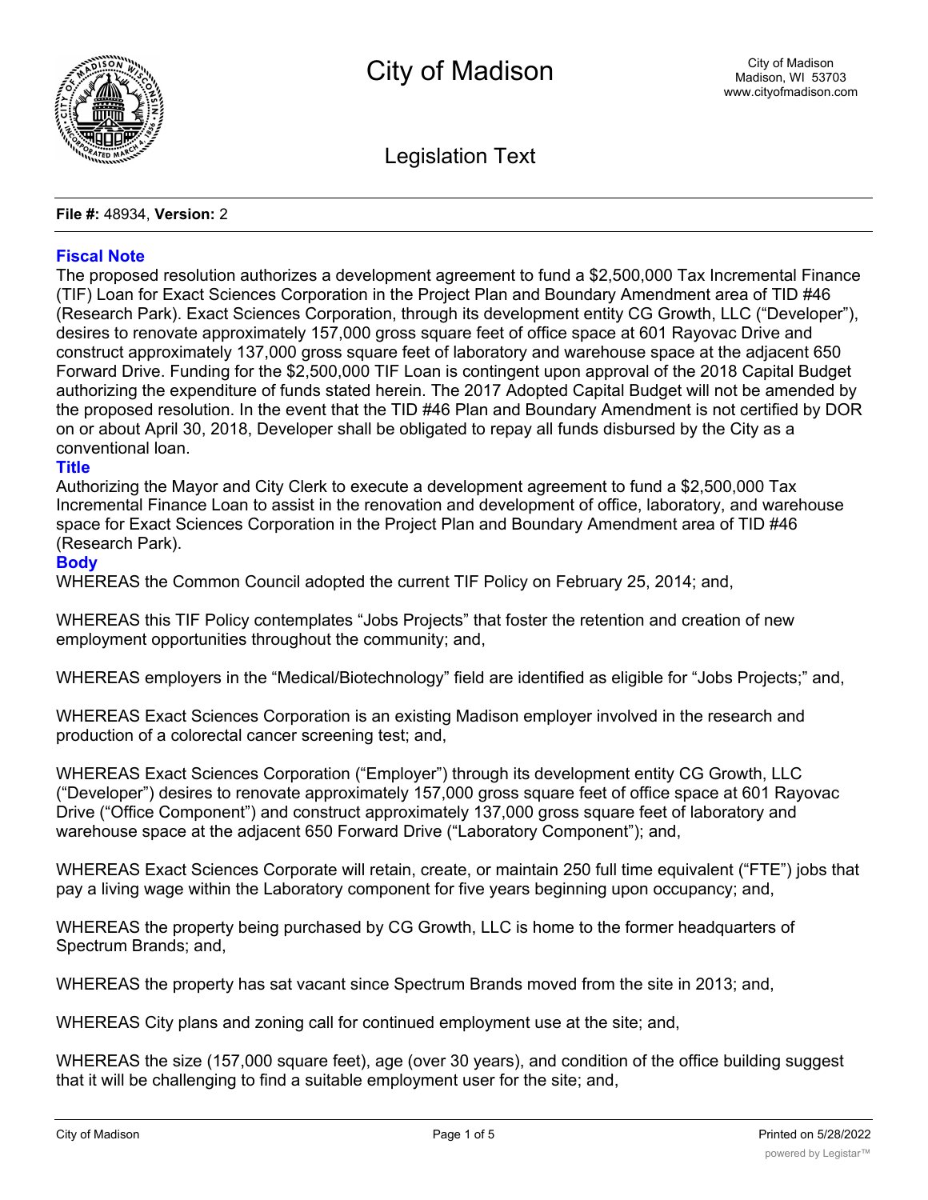City of Madison

Legislation Text

**File #:** 48934, **Version:** 2

## Fiscal Note

The proposed resolution authorizes a development agreement to fund a $2,500,000 Tax Incremental Finance (TIF) Loan for Exact Sciences Corporation in the Project Plan and Boundary Amendment area of TID #46 (Research Park). Exact Sciences Corporation, through its development entity CG Growth, LLC ("Developer"), desires to renovate approximately 157,000 gross square feet of office space at 601 Rayovac Drive and construct approximately 137,000 gross square feet of laboratory and warehouse space at the adjacent 650 Forward Drive. Funding for the $2,500,000 TIF Loan is contingent upon approval of the 2018 Capital Budget authorizing the expenditure of funds stated herein. The 2017 Adopted Capital Budget will not be amended by the proposed resolution. In the event that the TID #46 Plan and Boundary Amendment is not certified by DOR on or about April 30, 2018, Developer shall be obligated to repay all funds disbursed by the City as a conventional loan.

## Title

Authorizing the Mayor and City Clerk to execute a development agreement to fund a $2,500,000 Tax Incremental Finance Loan to assist in the renovation and development of office, laboratory, and warehouse space for Exact Sciences Corporation in the Project Plan and Boundary Amendment area of TID #46 (Research Park).

## Body

WHEREAS the Common Council adopted the current TIF Policy on February 25, 2014; and,

WHEREAS this TIF Policy contemplates "Jobs Projects" that foster the retention and creation of new employment opportunities throughout the community; and,

WHEREAS employers in the "Medical/Biotechnology" field are identified as eligible for "Jobs Projects;" and,

WHEREAS Exact Sciences Corporation is an existing Madison employer involved in the research and production of a colorectal cancer screening test; and,

WHEREAS Exact Sciences Corporation ("Employer") through its development entity CG Growth, LLC ("Developer") desires to renovate approximately 157,000 gross square feet of office space at 601 Rayovac Drive ("Office Component") and construct approximately 137,000 gross square feet of laboratory and warehouse space at the adjacent 650 Forward Drive ("Laboratory Component"); and,

WHEREAS Exact Sciences Corporate will retain, create, or maintain 250 full time equivalent ("FTE") jobs that pay a living wage within the Laboratory component for five years beginning upon occupancy; and,

WHEREAS the property being purchased by CG Growth, LLC is home to the former headquarters of Spectrum Brands; and,

WHEREAS the property has sat vacant since Spectrum Brands moved from the site in 2013; and,

WHEREAS City plans and zoning call for continued employment use at the site; and,

WHEREAS the size (157,000 square feet), age (over 30 years), and condition of the office building suggest that it will be challenging to find a suitable employment user for the site; and,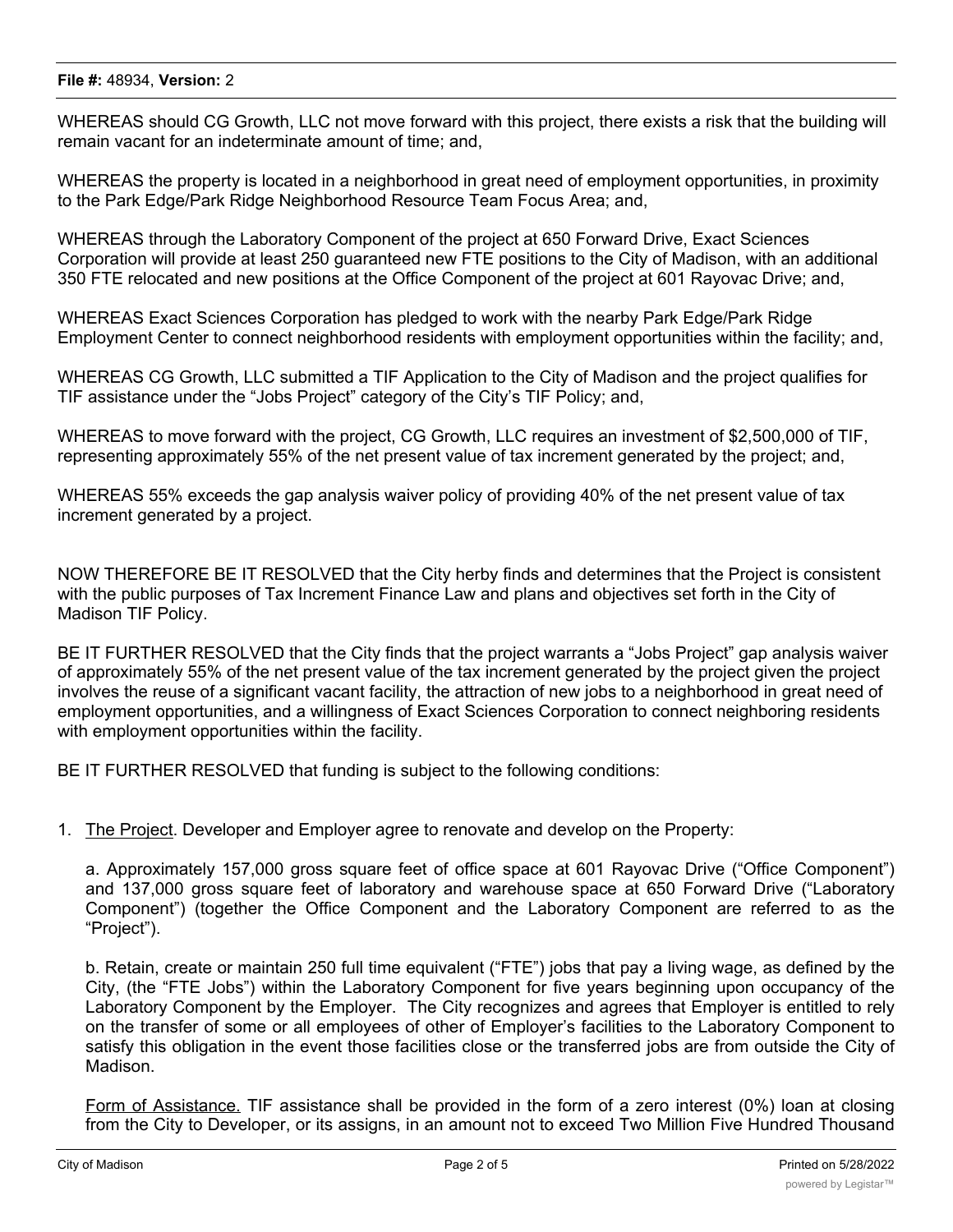WHEREAS should CG Growth, LLC not move forward with this project, there exists a risk that the building will remain vacant for an indeterminate amount of time; and,

WHEREAS the property is located in a neighborhood in great need of employment opportunities, in proximity to the Park Edge/Park Ridge Neighborhood Resource Team Focus Area; and,

WHEREAS through the Laboratory Component of the project at 650 Forward Drive, Exact Sciences Corporation will provide at least 250 guaranteed new FTE positions to the City of Madison, with an additional 350 FTE relocated and new positions at the Office Component of the project at 601 Rayovac Drive; and,

WHEREAS Exact Sciences Corporation has pledged to work with the nearby Park Edge/Park Ridge Employment Center to connect neighborhood residents with employment opportunities within the facility; and,

WHEREAS CG Growth, LLC submitted a TIF Application to the City of Madison and the project qualifies for TIF assistance under the "Jobs Project" category of the City's TIF Policy; and,

WHEREAS to move forward with the project, CG Growth, LLC requires an investment of $2,500,000 of TIF, representing approximately 55% of the net present value of tax increment generated by the project; and,

WHEREAS 55% exceeds the gap analysis waiver policy of providing 40% of the net present value of tax increment generated by a project.

NOW THEREFORE BE IT RESOLVED that the City herby finds and determines that the Project is consistent with the public purposes of Tax Increment Finance Law and plans and objectives set forth in the City of Madison TIF Policy.

BE IT FURTHER RESOLVED that the City finds that the project warrants a "Jobs Project" gap analysis waiver of approximately 55% of the net present value of the tax increment generated by the project given the project involves the reuse of a significant vacant facility, the attraction of new jobs to a neighborhood in great need of employment opportunities, and a willingness of Exact Sciences Corporation to connect neighboring residents with employment opportunities within the facility.

BE IT FURTHER RESOLVED that funding is subject to the following conditions:

1. The Project. Developer and Employer agree to renovate and develop on the Property:

   a. Approximately 157,000 gross square feet of office space at 601 Rayovac Drive ("Office Component") and 137,000 gross square feet of laboratory and warehouse space at 650 Forward Drive ("Laboratory Component") (together the Office Component and the Laboratory Component are referred to as the "Project").

   b. Retain, create or maintain 250 full time equivalent ("FTE") jobs that pay a living wage, as defined by the City, (the "FTE Jobs") within the Laboratory Component for five years beginning upon occupancy of the Laboratory Component by the Employer. The City recognizes and agrees that Employer is entitled to rely on the transfer of some or all employees of other of Employer's facilities to the Laboratory Component to satisfy this obligation in the event those facilities close or the transferred jobs are from outside the City of Madison.

   Form of Assistance. TIF assistance shall be provided in the form of a zero interest (0%) loan at closing from the City to Developer, or its assigns, in an amount not to exceed Two Million Five Hundred Thousand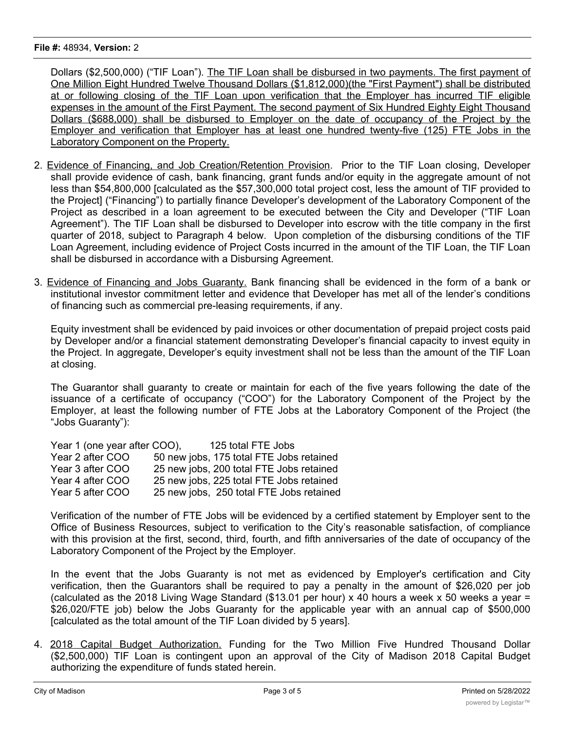Dollars ($2,500,000) ("TIF Loan"). <u>The TIF Loan shall be disbursed in two payments. The first payment of One Million Eight Hundred Twelve Thousand Dollars ($1,812,000)(the "First Payment") shall be distributed at or following closing of the TIF Loan upon verification that the Employer has incurred TIF eligible expenses in the amount of the First Payment. The second payment of Six Hundred Eighty Eight Thousand Dollars ($688,000) shall be disbursed to Employer on the date of occupancy of the Project by the Employer and verification that Employer has at least one hundred twenty-five (125) FTE Jobs in the Laboratory Component on the Property.</u>

2. <u>Evidence of Financing, and Job Creation/Retention Provision</u>. Prior to the TIF Loan closing, Developer shall provide evidence of cash, bank financing, grant funds and/or equity in the aggregate amount of not less than $54,800,000 [calculated as the $57,300,000 total project cost, less the amount of TIF provided to the Project] ("Financing") to partially finance Developer's development of the Laboratory Component of the Project as described in a loan agreement to be executed between the City and Developer ("TIF Loan Agreement"). The TIF Loan shall be disbursed to Developer into escrow with the title company in the first quarter of 2018, subject to Paragraph 4 below. Upon completion of the disbursing conditions of the TIF Loan Agreement, including evidence of Project Costs incurred in the amount of the TIF Loan, the TIF Loan shall be disbursed in accordance with a Disbursing Agreement.

3. <u>Evidence of Financing and Jobs Guaranty.</u> Bank financing shall be evidenced in the form of a bank or institutional investor commitment letter and evidence that Developer has met all of the lender's conditions of financing such as commercial pre-leasing requirements, if any.

   Equity investment shall be evidenced by paid invoices or other documentation of prepaid project costs paid by Developer and/or a financial statement demonstrating Developer's financial capacity to invest equity in the Project. In aggregate, Developer's equity investment shall not be less than the amount of the TIF Loan at closing.

   The Guarantor shall guaranty to create or maintain for each of the five years following the date of the issuance of a certificate of occupancy ("COO") for the Laboratory Component of the Project by the Employer, at least the following number of FTE Jobs at the Laboratory Component of the Project (the "Jobs Guaranty"):

   | | |
   |---|---|
   | Year 1 (one year after COO), | 125 total FTE Jobs |
   | Year 2 after COO | 50 new jobs, 175 total FTE Jobs retained |
   | Year 3 after COO | 25 new jobs, 200 total FTE Jobs retained |
   | Year 4 after COO | 25 new jobs, 225 total FTE Jobs retained |
   | Year 5 after COO | 25 new jobs, 250 total FTE Jobs retained |

   Verification of the number of FTE Jobs will be evidenced by a certified statement by Employer sent to the Office of Business Resources, subject to verification to the City's reasonable satisfaction, of compliance with this provision at the first, second, third, fourth, and fifth anniversaries of the date of occupancy of the Laboratory Component of the Project by the Employer.

   In the event that the Jobs Guaranty is not met as evidenced by Employer's certification and City verification, then the Guarantors shall be required to pay a penalty in the amount of $26,020 per job (calculated as the 2018 Living Wage Standard ($13.01 per hour) x 40 hours a week x 50 weeks a year = $26,020/FTE job) below the Jobs Guaranty for the applicable year with an annual cap of $500,000 [calculated as the total amount of the TIF Loan divided by 5 years].

4. <u>2018 Capital Budget Authorization.</u> Funding for the Two Million Five Hundred Thousand Dollar ($2,500,000) TIF Loan is contingent upon an approval of the City of Madison 2018 Capital Budget authorizing the expenditure of funds stated herein.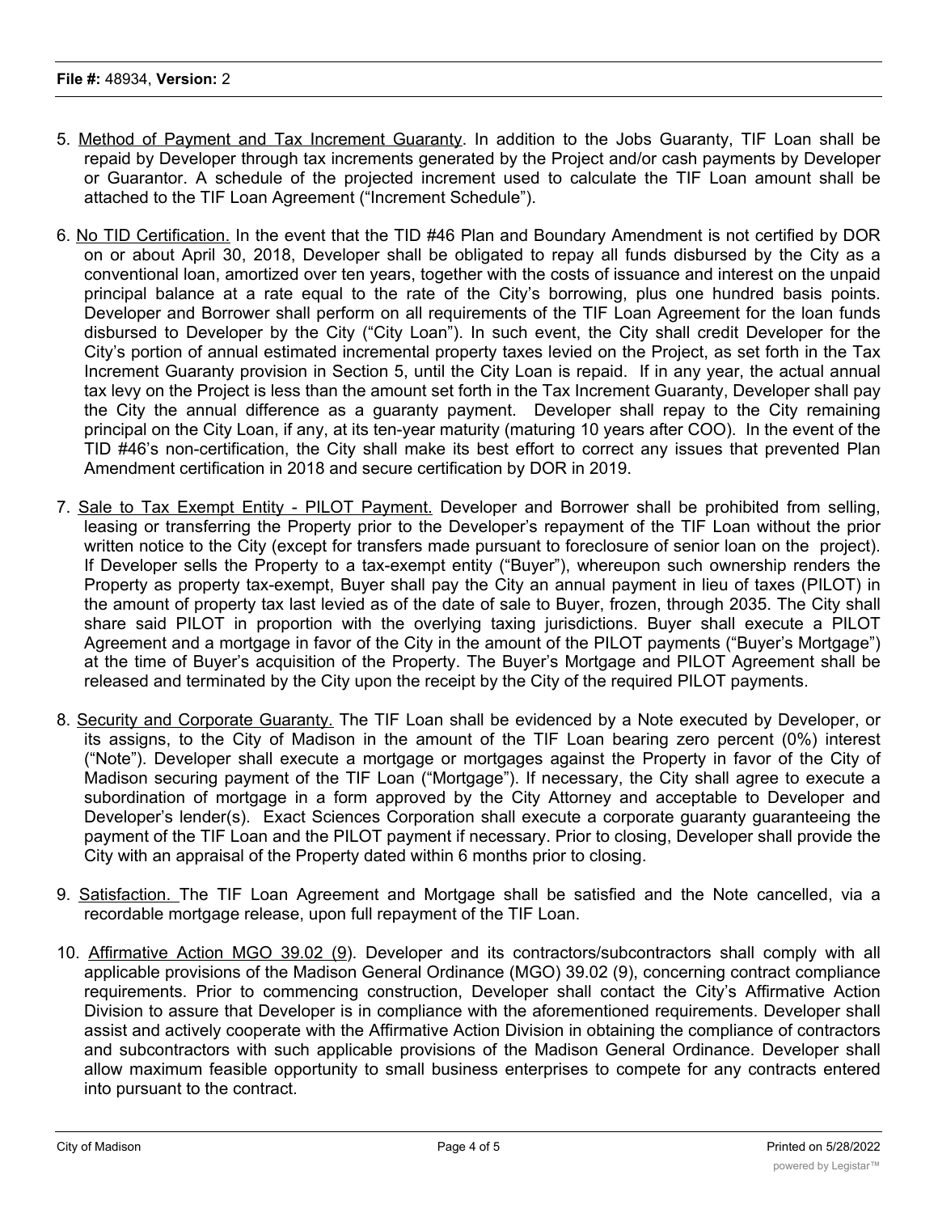5. Method of Payment and Tax Increment Guaranty. In addition to the Jobs Guaranty, TIF Loan shall be repaid by Developer through tax increments generated by the Project and/or cash payments by Developer or Guarantor. A schedule of the projected increment used to calculate the TIF Loan amount shall be attached to the TIF Loan Agreement ("Increment Schedule").

6. No TID Certification. In the event that the TID #46 Plan and Boundary Amendment is not certified by DOR on or about April 30, 2018, Developer shall be obligated to repay all funds disbursed by the City as a conventional loan, amortized over ten years, together with the costs of issuance and interest on the unpaid principal balance at a rate equal to the rate of the City's borrowing, plus one hundred basis points. Developer and Borrower shall perform on all requirements of the TIF Loan Agreement for the loan funds disbursed to Developer by the City ("City Loan"). In such event, the City shall credit Developer for the City's portion of annual estimated incremental property taxes levied on the Project, as set forth in the Tax Increment Guaranty provision in Section 5, until the City Loan is repaid. If in any year, the actual annual tax levy on the Project is less than the amount set forth in the Tax Increment Guaranty, Developer shall pay the City the annual difference as a guaranty payment. Developer shall repay to the City remaining principal on the City Loan, if any, at its ten-year maturity (maturing 10 years after COO). In the event of the TID #46's non-certification, the City shall make its best effort to correct any issues that prevented Plan Amendment certification in 2018 and secure certification by DOR in 2019.

7. Sale to Tax Exempt Entity - PILOT Payment. Developer and Borrower shall be prohibited from selling, leasing or transferring the Property prior to the Developer's repayment of the TIF Loan without the prior written notice to the City (except for transfers made pursuant to foreclosure of senior loan on the project). If Developer sells the Property to a tax-exempt entity ("Buyer"), whereupon such ownership renders the Property as property tax-exempt, Buyer shall pay the City an annual payment in lieu of taxes (PILOT) in the amount of property tax last levied as of the date of sale to Buyer, frozen, through 2035. The City shall share said PILOT in proportion with the overlying taxing jurisdictions. Buyer shall execute a PILOT Agreement and a mortgage in favor of the City in the amount of the PILOT payments ("Buyer's Mortgage") at the time of Buyer's acquisition of the Property. The Buyer's Mortgage and PILOT Agreement shall be released and terminated by the City upon the receipt by the City of the required PILOT payments.

8. Security and Corporate Guaranty. The TIF Loan shall be evidenced by a Note executed by Developer, or its assigns, to the City of Madison in the amount of the TIF Loan bearing zero percent (0%) interest ("Note"). Developer shall execute a mortgage or mortgages against the Property in favor of the City of Madison securing payment of the TIF Loan ("Mortgage"). If necessary, the City shall agree to execute a subordination of mortgage in a form approved by the City Attorney and acceptable to Developer and Developer's lender(s). Exact Sciences Corporation shall execute a corporate guaranty guaranteeing the payment of the TIF Loan and the PILOT payment if necessary. Prior to closing, Developer shall provide the City with an appraisal of the Property dated within 6 months prior to closing.

9. Satisfaction. The TIF Loan Agreement and Mortgage shall be satisfied and the Note cancelled, via a recordable mortgage release, upon full repayment of the TIF Loan.

10. Affirmative Action MGO 39.02 (9). Developer and its contractors/subcontractors shall comply with all applicable provisions of the Madison General Ordinance (MGO) 39.02 (9), concerning contract compliance requirements. Prior to commencing construction, Developer shall contact the City's Affirmative Action Division to assure that Developer is in compliance with the aforementioned requirements. Developer shall assist and actively cooperate with the Affirmative Action Division in obtaining the compliance of contractors and subcontractors with such applicable provisions of the Madison General Ordinance. Developer shall allow maximum feasible opportunity to small business enterprises to compete for any contracts entered into pursuant to the contract.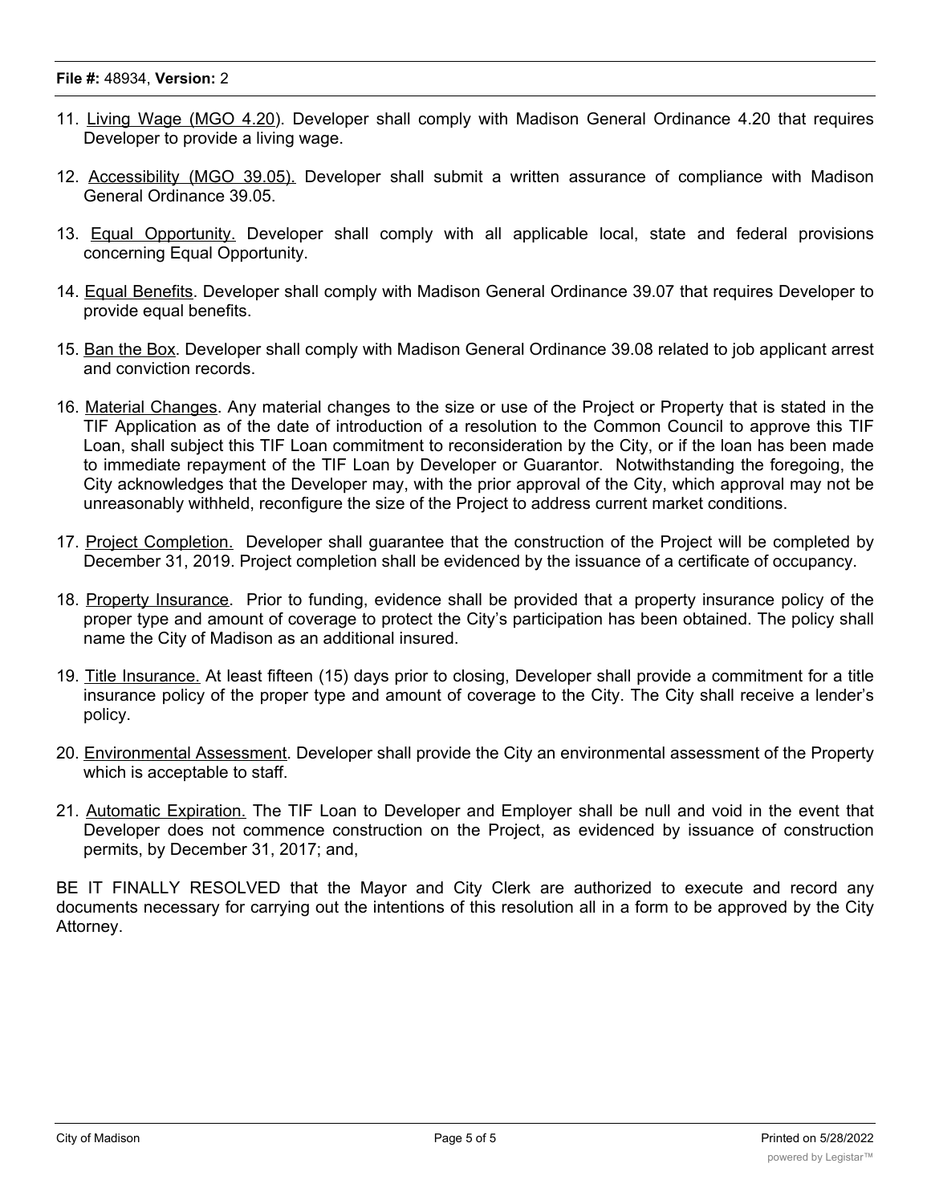11. Living Wage (MGO 4.20). Developer shall comply with Madison General Ordinance 4.20 that requires Developer to provide a living wage.

12. Accessibility (MGO 39.05). Developer shall submit a written assurance of compliance with Madison General Ordinance 39.05.

13. Equal Opportunity. Developer shall comply with all applicable local, state and federal provisions concerning Equal Opportunity.

14. Equal Benefits. Developer shall comply with Madison General Ordinance 39.07 that requires Developer to provide equal benefits.

15. Ban the Box. Developer shall comply with Madison General Ordinance 39.08 related to job applicant arrest and conviction records.

16. Material Changes. Any material changes to the size or use of the Project or Property that is stated in the TIF Application as of the date of introduction of a resolution to the Common Council to approve this TIF Loan, shall subject this TIF Loan commitment to reconsideration by the City, or if the loan has been made to immediate repayment of the TIF Loan by Developer or Guarantor. Notwithstanding the foregoing, the City acknowledges that the Developer may, with the prior approval of the City, which approval may not be unreasonably withheld, reconfigure the size of the Project to address current market conditions.

17. Project Completion. Developer shall guarantee that the construction of the Project will be completed by December 31, 2019. Project completion shall be evidenced by the issuance of a certificate of occupancy.

18. Property Insurance. Prior to funding, evidence shall be provided that a property insurance policy of the proper type and amount of coverage to protect the City's participation has been obtained. The policy shall name the City of Madison as an additional insured.

19. Title Insurance. At least fifteen (15) days prior to closing, Developer shall provide a commitment for a title insurance policy of the proper type and amount of coverage to the City. The City shall receive a lender's policy.

20. Environmental Assessment. Developer shall provide the City an environmental assessment of the Property which is acceptable to staff.

21. Automatic Expiration. The TIF Loan to Developer and Employer shall be null and void in the event that Developer does not commence construction on the Project, as evidenced by issuance of construction permits, by December 31, 2017; and,

BE IT FINALLY RESOLVED that the Mayor and City Clerk are authorized to execute and record any documents necessary for carrying out the intentions of this resolution all in a form to be approved by the City Attorney.